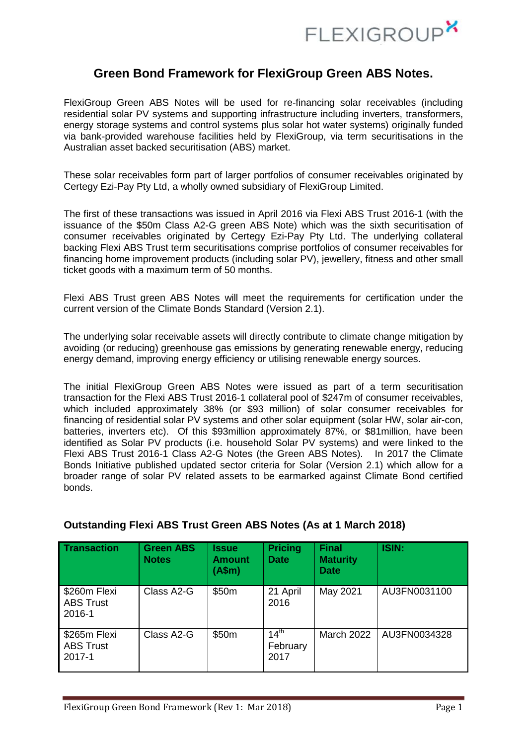# Green Bond Framework for FlexiGroup Green ABS Notes.

FlexiGroup Green ABS Notes will be used for re-financing solar receivables (including residential solar PV systems and supporting infrastructure including inverters, transformers, energy storage systems and control systems plus solar hot water systems) originally funded via bank-provided warehouse facilities held by FlexiGroup, via term securitisations in the Australian asset backed securitisation (ABS) market.

These solar receivables form part of larger portfolios of consumer receivables originated by Certegy Ezi-Pay Pty Ltd, a wholly owned subsidiary of FlexiGroup Limited.

The first of these transactions was issued in April 2016 via Flexi ABS Trust 2016-1 (with the issuance of the $50m Class A2-G green ABS Note) which was the sixth securitisation of consumer receivables originated by Certegy Ezi-Pay Pty Ltd. The underlying collateral backing Flexi ABS Trust term securitisations comprise portfolios of consumer receivables for financing home improvement products (including solar PV), jewellery, fitness and other small ticket goods with a maximum term of 50 months.

Flexi ABS Trust green ABS Notes will meet the requirements for certification under the current version of the Climate Bonds Standard (Version 2.1).

The underlying solar receivable assets will directly contribute to climate change mitigation by avoiding (or reducing) greenhouse gas emissions by generating renewable energy, reducing energy demand, improving energy efficiency or utilising renewable energy sources.

The initial FlexiGroup Green ABS Notes were issued as part of a term securitisation transaction for the Flexi ABS Trust 2016-1 collateral pool of $247m of consumer receivables, which included approximately 38% (or $93 million) of solar consumer receivables for financing of residential solar PV systems and other solar equipment (solar HW, solar air-con, batteries, inverters etc). Of this $93million approximately 87%, or $81million, have been identified as Solar PV products (i.e. household Solar PV systems) and were linked to the Flexi ABS Trust 2016-1 Class A2-G Notes (the Green ABS Notes). In 2017 the Climate Bonds Initiative published updated sector criteria for Solar (Version 2.1) which allow for a broader range of solar PV related assets to be earmarked against Climate Bond certified bonds.

### Outstanding Flexi ABS Trust Green ABS Notes (As at 1 March 2018)

| Transaction | Green ABS Notes | Issue Amount (A$m) | Pricing Date | Final Maturity Date | ISIN: |
|---|---|---|---|---|---|
| $260m Flexi ABS Trust 2016-1 | Class A2-G | $50m | 21 April 2016 | May 2021 | AU3FN0031100 |
| $265m Flexi ABS Trust 2017-1 | Class A2-G | $50m | 14th February 2017 | March 2022 | AU3FN0034328 |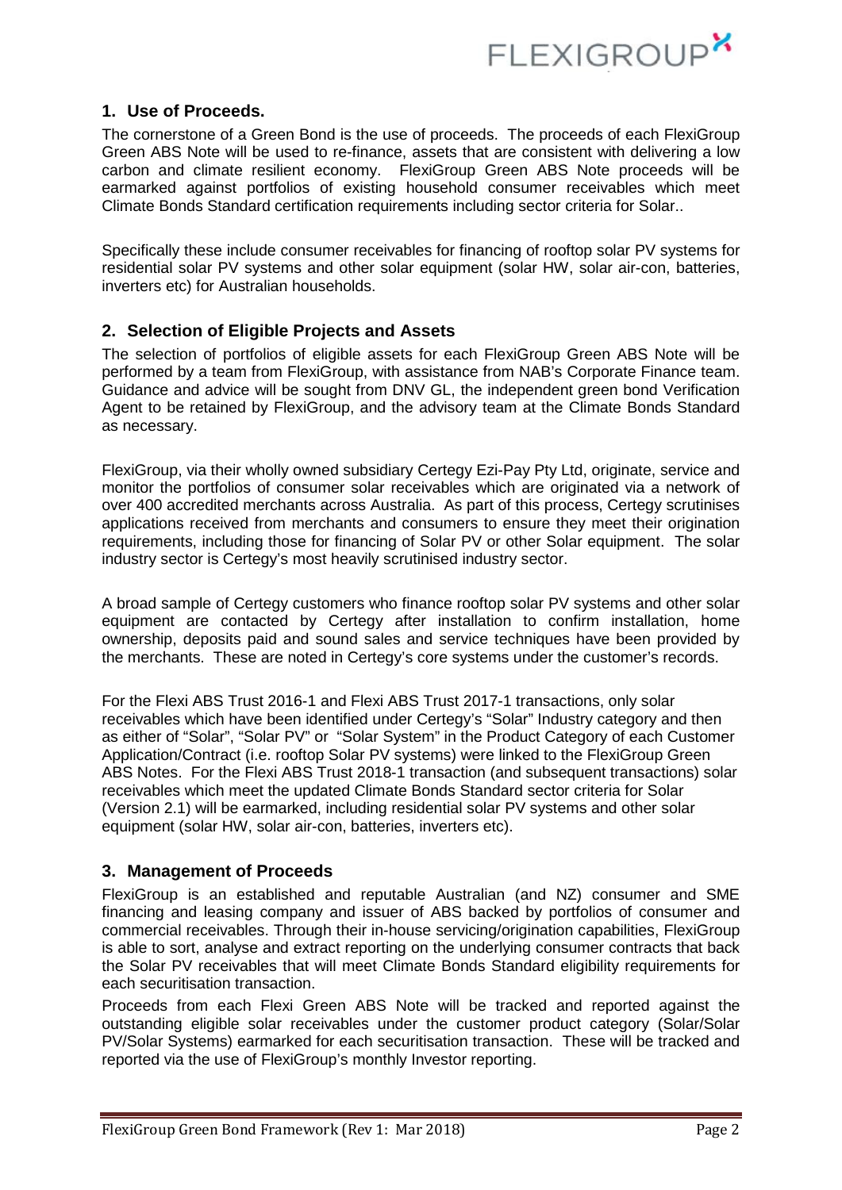## 1. Use of Proceeds.

The cornerstone of a Green Bond is the use of proceeds. The proceeds of each FlexiGroup Green ABS Note will be used to re-finance, assets that are consistent with delivering a low carbon and climate resilient economy. FlexiGroup Green ABS Note proceeds will be earmarked against portfolios of existing household consumer receivables which meet Climate Bonds Standard certification requirements including sector criteria for Solar..

Specifically these include consumer receivables for financing of rooftop solar PV systems for residential solar PV systems and other solar equipment (solar HW, solar air-con, batteries, inverters etc) for Australian households.

## 2. Selection of Eligible Projects and Assets

The selection of portfolios of eligible assets for each FlexiGroup Green ABS Note will be performed by a team from FlexiGroup, with assistance from NAB's Corporate Finance team. Guidance and advice will be sought from DNV GL, the independent green bond Verification Agent to be retained by FlexiGroup, and the advisory team at the Climate Bonds Standard as necessary.

FlexiGroup, via their wholly owned subsidiary Certegy Ezi-Pay Pty Ltd, originate, service and monitor the portfolios of consumer solar receivables which are originated via a network of over 400 accredited merchants across Australia. As part of this process, Certegy scrutinises applications received from merchants and consumers to ensure they meet their origination requirements, including those for financing of Solar PV or other Solar equipment. The solar industry sector is Certegy's most heavily scrutinised industry sector.

A broad sample of Certegy customers who finance rooftop solar PV systems and other solar equipment are contacted by Certegy after installation to confirm installation, home ownership, deposits paid and sound sales and service techniques have been provided by the merchants. These are noted in Certegy's core systems under the customer's records.

For the Flexi ABS Trust 2016-1 and Flexi ABS Trust 2017-1 transactions, only solar receivables which have been identified under Certegy's "Solar" Industry category and then as either of "Solar", "Solar PV" or "Solar System" in the Product Category of each Customer Application/Contract (i.e. rooftop Solar PV systems) were linked to the FlexiGroup Green ABS Notes. For the Flexi ABS Trust 2018-1 transaction (and subsequent transactions) solar receivables which meet the updated Climate Bonds Standard sector criteria for Solar (Version 2.1) will be earmarked, including residential solar PV systems and other solar equipment (solar HW, solar air-con, batteries, inverters etc).

## 3. Management of Proceeds

FlexiGroup is an established and reputable Australian (and NZ) consumer and SME financing and leasing company and issuer of ABS backed by portfolios of consumer and commercial receivables. Through their in-house servicing/origination capabilities, FlexiGroup is able to sort, analyse and extract reporting on the underlying consumer contracts that back the Solar PV receivables that will meet Climate Bonds Standard eligibility requirements for each securitisation transaction.

Proceeds from each Flexi Green ABS Note will be tracked and reported against the outstanding eligible solar receivables under the customer product category (Solar/Solar PV/Solar Systems) earmarked for each securitisation transaction. These will be tracked and reported via the use of FlexiGroup's monthly Investor reporting.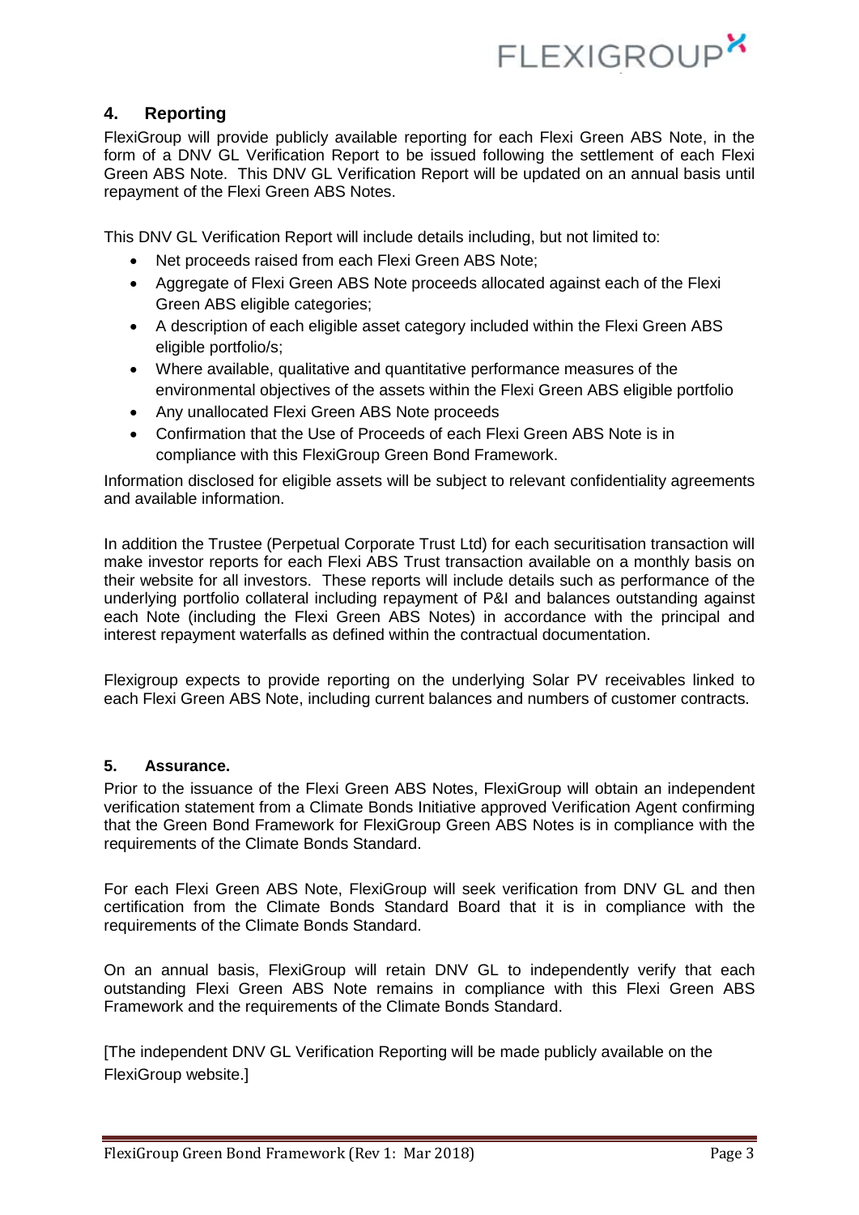## 4. Reporting

FlexiGroup will provide publicly available reporting for each Flexi Green ABS Note, in the form of a DNV GL Verification Report to be issued following the settlement of each Flexi Green ABS Note. This DNV GL Verification Report will be updated on an annual basis until repayment of the Flexi Green ABS Notes.

This DNV GL Verification Report will include details including, but not limited to:

- Net proceeds raised from each Flexi Green ABS Note;
- Aggregate of Flexi Green ABS Note proceeds allocated against each of the Flexi Green ABS eligible categories;
- A description of each eligible asset category included within the Flexi Green ABS eligible portfolio/s;
- Where available, qualitative and quantitative performance measures of the environmental objectives of the assets within the Flexi Green ABS eligible portfolio
- Any unallocated Flexi Green ABS Note proceeds
- Confirmation that the Use of Proceeds of each Flexi Green ABS Note is in compliance with this FlexiGroup Green Bond Framework.

Information disclosed for eligible assets will be subject to relevant confidentiality agreements and available information.

In addition the Trustee (Perpetual Corporate Trust Ltd) for each securitisation transaction will make investor reports for each Flexi ABS Trust transaction available on a monthly basis on their website for all investors. These reports will include details such as performance of the underlying portfolio collateral including repayment of P&I and balances outstanding against each Note (including the Flexi Green ABS Notes) in accordance with the principal and interest repayment waterfalls as defined within the contractual documentation.

Flexigroup expects to provide reporting on the underlying Solar PV receivables linked to each Flexi Green ABS Note, including current balances and numbers of customer contracts.

## 5. Assurance.

Prior to the issuance of the Flexi Green ABS Notes, FlexiGroup will obtain an independent verification statement from a Climate Bonds Initiative approved Verification Agent confirming that the Green Bond Framework for FlexiGroup Green ABS Notes is in compliance with the requirements of the Climate Bonds Standard.

For each Flexi Green ABS Note, FlexiGroup will seek verification from DNV GL and then certification from the Climate Bonds Standard Board that it is in compliance with the requirements of the Climate Bonds Standard.

On an annual basis, FlexiGroup will retain DNV GL to independently verify that each outstanding Flexi Green ABS Note remains in compliance with this Flexi Green ABS Framework and the requirements of the Climate Bonds Standard.

[The independent DNV GL Verification Reporting will be made publicly available on the FlexiGroup website.]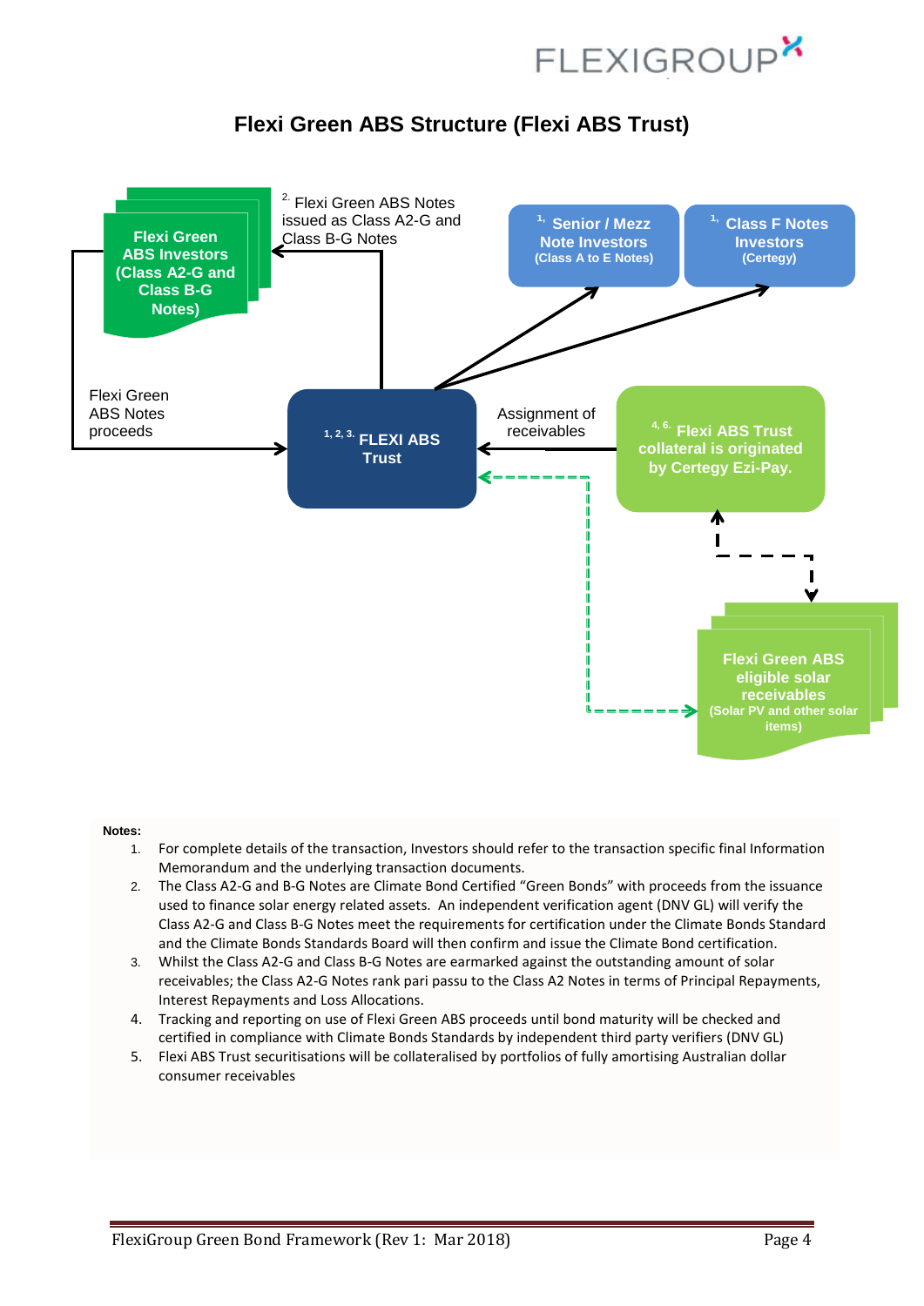# Flexi Green ABS Structure (Flexi ABS Trust)

Flexi Green ABS Investors (Class A2-G and Class B-G Notes)

2. Flexi Green ABS Notes issued as Class A2-G and Class B-G Notes

1. Senior / Mezz Note Investors (Class A to E Notes)

1. Class F Notes Investors (Certegy)

Flexi Green ABS Notes proceeds

1, 2, 3. FLEXI ABS Trust

Assignment of receivables

4, 6. Flexi ABS Trust collateral is originated by Certegy Ezi-Pay.

Flexi Green ABS eligible solar receivables (Solar PV and other solar items)

**Notes:**

1. For complete details of the transaction, Investors should refer to the transaction specific final Information Memorandum and the underlying transaction documents.
2. The Class A2-G and B-G Notes are Climate Bond Certified "Green Bonds" with proceeds from the issuance used to finance solar energy related assets. An independent verification agent (DNV GL) will verify the Class A2-G and Class B-G Notes meet the requirements for certification under the Climate Bonds Standard and the Climate Bonds Standards Board will then confirm and issue the Climate Bond certification.
3. Whilst the Class A2-G and Class B-G Notes are earmarked against the outstanding amount of solar receivables; the Class A2-G and B-G Notes rank pari passu to the Class A2 Notes in terms of Principal Repayments, Interest Repayments and Loss Allocations.
4. Tracking and reporting on use of Flexi Green ABS proceeds until bond maturity will be checked and certified in compliance with Climate Bonds Standards by independent third party verifiers (DNV GL)
5. Flexi ABS Trust securitisations will be collateralised by portfolios of fully amortising Australian dollar consumer receivables